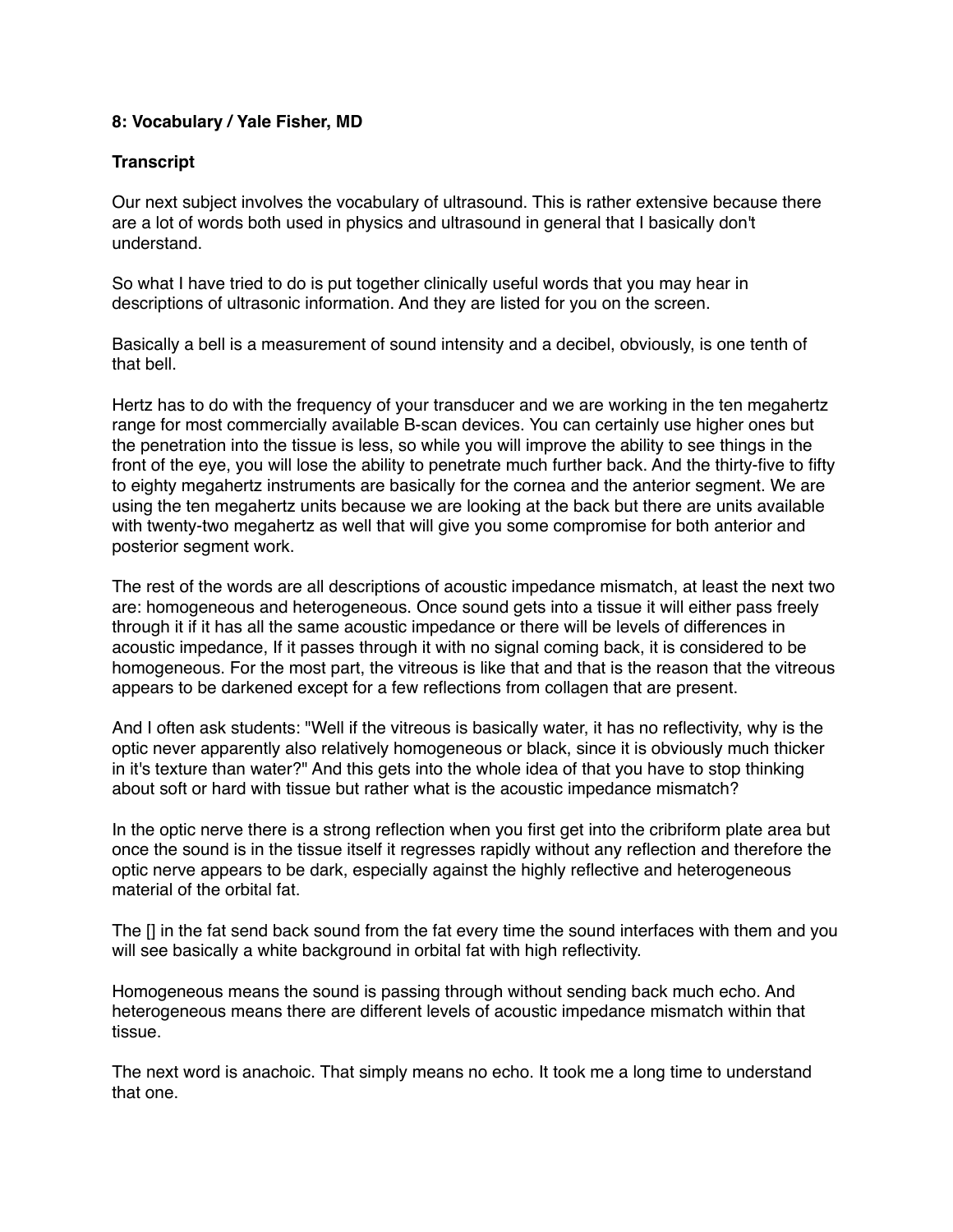**8: Vocabulary / Yale Fisher, MD**

**Transcript**

Our next subject involves the vocabulary of ultrasound. This is rather extensive because there are a lot of words both used in physics and ultrasound in general that I basically don't understand.

So what I have tried to do is put together clinically useful words that you may hear in descriptions of ultrasonic information. And they are listed for you on the screen.

Basically a bell is a measurement of sound intensity and a decibel, obviously, is one tenth of that bell.

Hertz has to do with the frequency of your transducer and we are working in the ten megahertz range for most commercially available B-scan devices. You can certainly use higher ones but the penetration into the tissue is less, so while you will improve the ability to see things in the front of the eye, you will lose the ability to penetrate much further back. And the thirty-five to fifty to eighty megahertz instruments are basically for the cornea and the anterior segment. We are using the ten megahertz units because we are looking at the back but there are units available with twenty-two megahertz as well that will give you some compromise for both anterior and posterior segment work.

The rest of the words are all descriptions of acoustic impedance mismatch, at least the next two are: homogeneous and heterogeneous. Once sound gets into a tissue it will either pass freely through it if it has all the same acoustic impedance or there will be levels of differences in acoustic impedance, If it passes through it with no signal coming back, it is considered to be homogeneous. For the most part, the vitreous is like that and that is the reason that the vitreous appears to be darkened except for a few reflections from collagen that are present.

And I often ask students: "Well if the vitreous is basically water, it has no reflectivity, why is the optic never apparently also relatively homogeneous or black, since it is obviously much thicker in it's texture than water?" And this gets into the whole idea of that you have to stop thinking about soft or hard with tissue but rather what is the acoustic impedance mismatch?

In the optic nerve there is a strong reflection when you first get into the cribriform plate area but once the sound is in the tissue itself it regresses rapidly without any reflection and therefore the optic nerve appears to be dark, especially against the highly reflective and heterogeneous material of the orbital fat.

The [] in the fat send back sound from the fat every time the sound interfaces with them and you will see basically a white background in orbital fat with high reflectivity.

Homogeneous means the sound is passing through without sending back much echo. And heterogeneous means there are different levels of acoustic impedance mismatch within that tissue.

The next word is anachoic. That simply means no echo. It took me a long time to understand that one.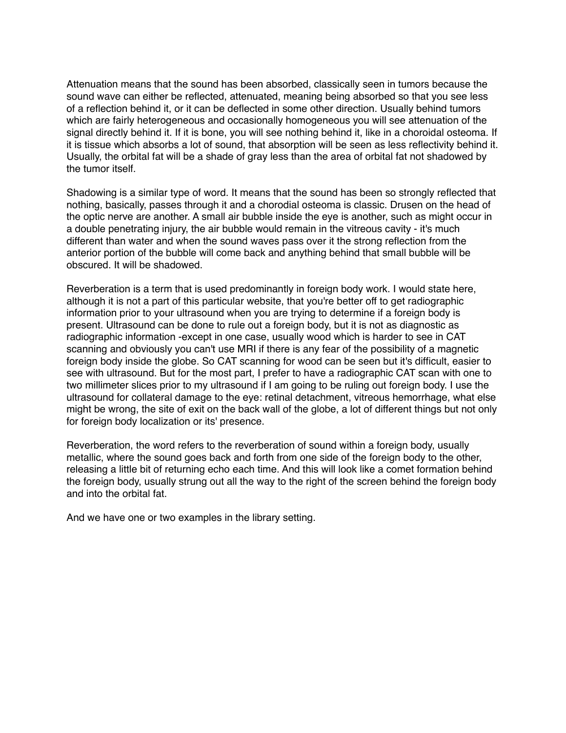Attenuation means that the sound has been absorbed, classically seen in tumors because the sound wave can either be reflected, attenuated, meaning being absorbed so that you see less of a reflection behind it, or it can be deflected in some other direction. Usually behind tumors which are fairly heterogeneous and occasionally homogeneous you will see attenuation of the signal directly behind it. If it is bone, you will see nothing behind it, like in a choroidal osteoma. If it is tissue which absorbs a lot of sound, that absorption will be seen as less reflectivity behind it. Usually, the orbital fat will be a shade of gray less than the area of orbital fat not shadowed by the tumor itself.

Shadowing is a similar type of word. It means that the sound has been so strongly reflected that nothing, basically, passes through it and a chorodial osteoma is classic. Drusen on the head of the optic nerve are another. A small air bubble inside the eye is another, such as might occur in a double penetrating injury, the air bubble would remain in the vitreous cavity - it's much different than water and when the sound waves pass over it the strong reflection from the anterior portion of the bubble will come back and anything behind that small bubble will be obscured. It will be shadowed.

Reverberation is a term that is used predominantly in foreign body work. I would state here, although it is not a part of this particular website, that you're better off to get radiographic information prior to your ultrasound when you are trying to determine if a foreign body is present. Ultrasound can be done to rule out a foreign body, but it is not as diagnostic as radiographic information -except in one case, usually wood which is harder to see in CAT scanning and obviously you can't use MRI if there is any fear of the possibility of a magnetic foreign body inside the globe. So CAT scanning for wood can be seen but it's difficult, easier to see with ultrasound. But for the most part, I prefer to have a radiographic CAT scan with one to two millimeter slices prior to my ultrasound if I am going to be ruling out foreign body. I use the ultrasound for collateral damage to the eye: retinal detachment, vitreous hemorrhage, what else might be wrong, the site of exit on the back wall of the globe, a lot of different things but not only for foreign body localization or its' presence.

Reverberation, the word refers to the reverberation of sound within a foreign body, usually metallic, where the sound goes back and forth from one side of the foreign body to the other, releasing a little bit of returning echo each time. And this will look like a comet formation behind the foreign body, usually strung out all the way to the right of the screen behind the foreign body and into the orbital fat.

And we have one or two examples in the library setting.